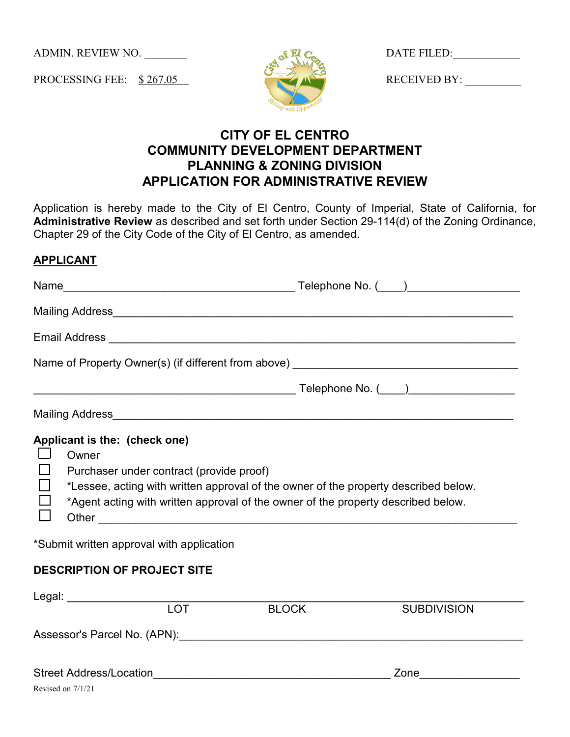ADMIN. REVIEW NO. ________

PROCESSING FEE: $ 267.05

DATE FILED: ____________

RECEIVED BY: __________

# CITY OF EL CENTRO
## COMMUNITY DEVELOPMENT DEPARTMENT
## PLANNING & ZONING DIVISION
## APPLICATION FOR ADMINISTRATIVE REVIEW

Application is hereby made to the City of El Centro, County of Imperial, State of California, for **Administrative Review** as described and set forth under Section 29-114(d) of the Zoning Ordinance, Chapter 29 of the City Code of the City of El Centro, as amended.

**APPLICANT**

Name______________________________________ Telephone No. (____)__________________

Mailing Address_________________________________________________________________

Email Address __________________________________________________________________

Name of Property Owner(s) (if different from above) ____________________________________

___________________________________________ Telephone No. (____)_________________

Mailing Address_________________________________________________________________

**Applicant is the: (check one)**

- ☐ Owner
- ☐ Purchaser under contract (provide proof)
- ☐ *Lessee, acting with written approval of the owner of the property described below.
- ☐ *Agent acting with written approval of the owner of the property described below.
- ☐ Other _____________________________________________________________________

*Submit written approval with application

**DESCRIPTION OF PROJECT SITE**

Legal: ________________________________________________________________________
LOT BLOCK SUBDIVISION

Assessor's Parcel No. (APN):_______________________________________________________

Street Address/Location_______________________________________ Zone________________

Revised on 7/1/21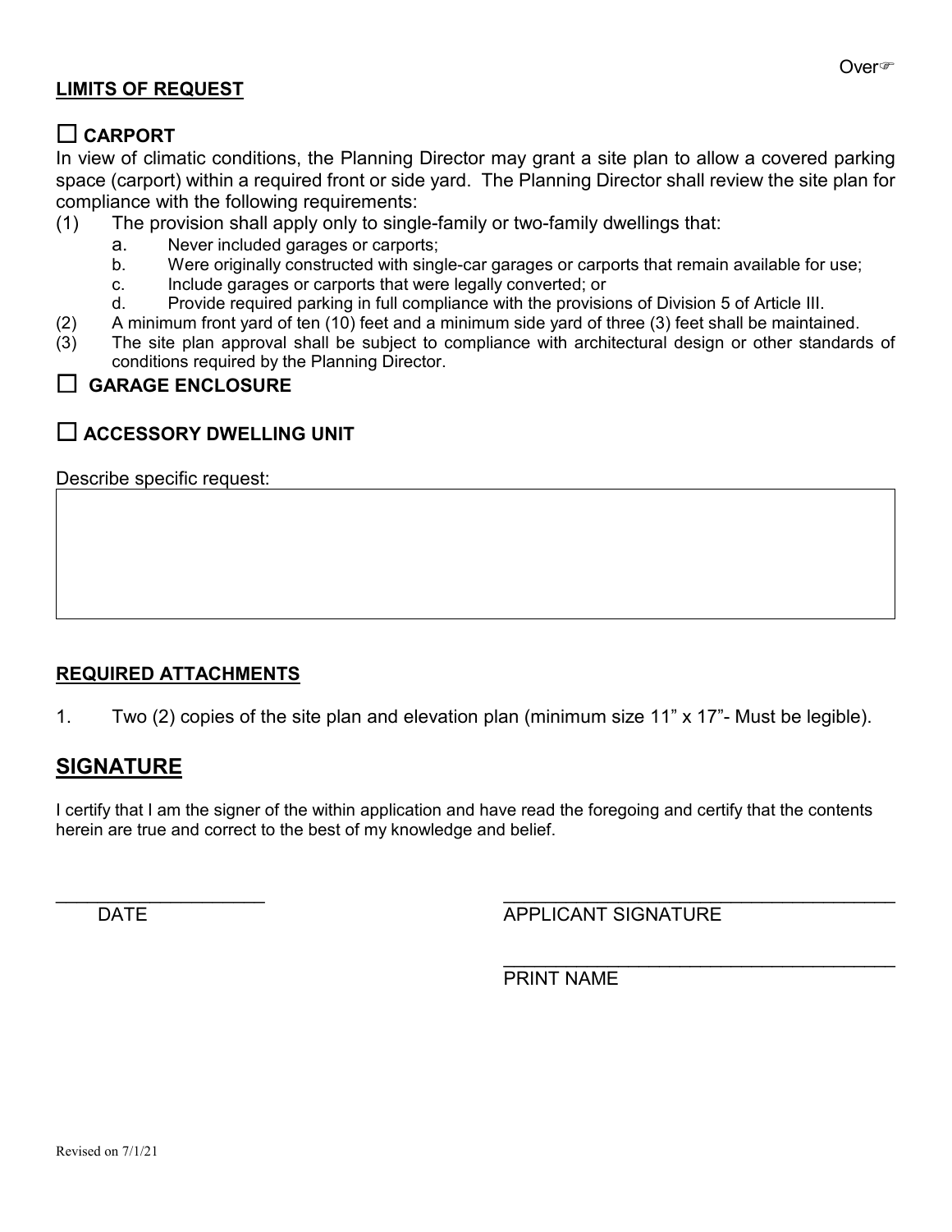Over☞

**LIMITS OF REQUEST**

☐ **CARPORT**

In view of climatic conditions, the Planning Director may grant a site plan to allow a covered parking space (carport) within a required front or side yard. The Planning Director shall review the site plan for compliance with the following requirements:

(1) The provision shall apply only to single-family or two-family dwellings that:
  a. Never included garages or carports;
  b. Were originally constructed with single-car garages or carports that remain available for use;
  c. Include garages or carports that were legally converted; or
  d. Provide required parking in full compliance with the provisions of Division 5 of Article III.

(2) A minimum front yard of ten (10) feet and a minimum side yard of three (3) feet shall be maintained.

(3) The site plan approval shall be subject to compliance with architectural design or other standards of conditions required by the Planning Director.

☐ **GARAGE ENCLOSURE**

☐ **ACCESSORY DWELLING UNIT**

Describe specific request:

| |
|---|
| |

**REQUIRED ATTACHMENTS**

1. Two (2) copies of the site plan and elevation plan (minimum size 11" x 17"- Must be legible).

## SIGNATURE

I certify that I am the signer of the within application and have read the foregoing and certify that the contents herein are true and correct to the best of my knowledge and belief.

\_\_\_\_\_\_\_\_\_\_\_\_\_\_\_\_\_\_\_\_
DATE

\_\_\_\_\_\_\_\_\_\_\_\_\_\_\_\_\_\_\_\_\_\_\_\_\_\_\_\_\_\_\_\_\_\_\_\_\_\_
APPLICANT SIGNATURE

\_\_\_\_\_\_\_\_\_\_\_\_\_\_\_\_\_\_\_\_\_\_\_\_\_\_\_\_\_\_\_\_\_\_\_\_\_\_
PRINT NAME

Revised on 7/1/21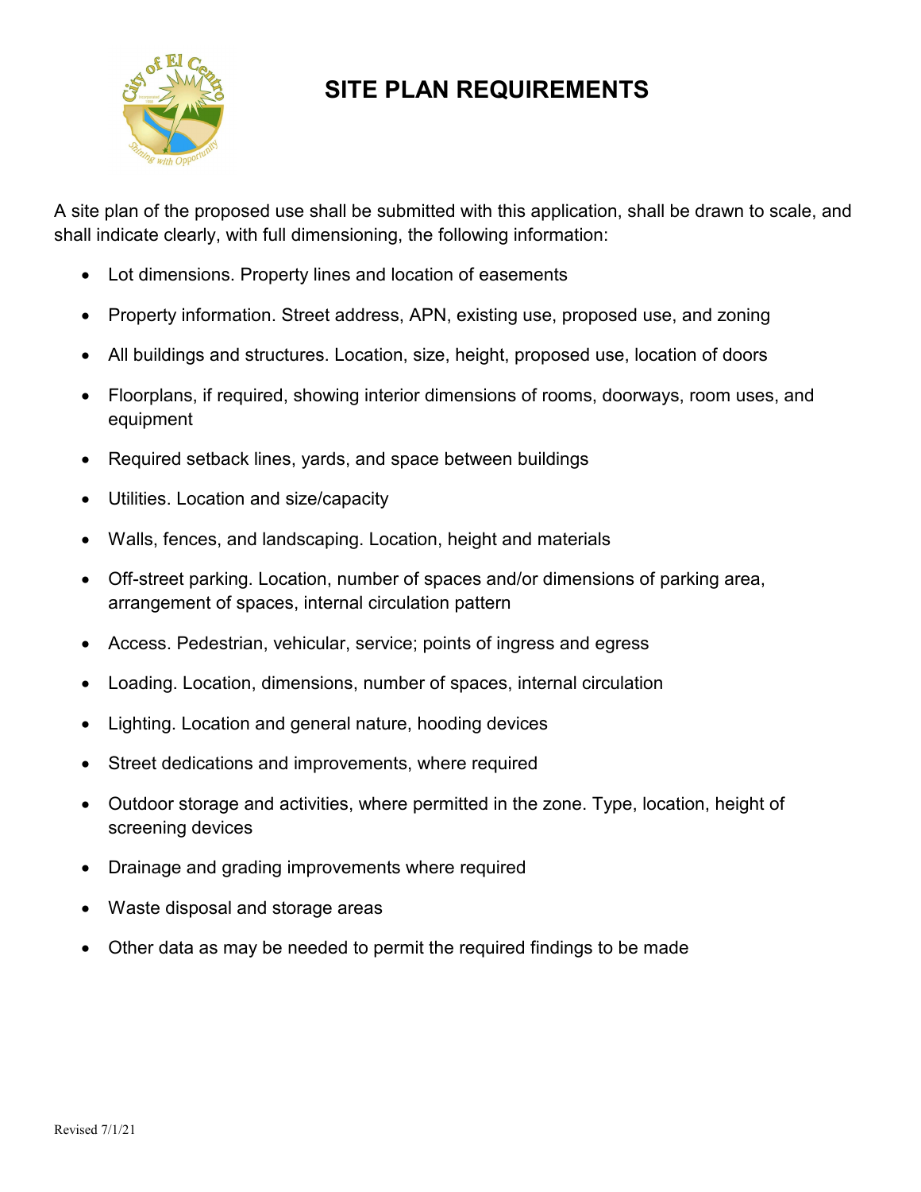# SITE PLAN REQUIREMENTS

A site plan of the proposed use shall be submitted with this application, shall be drawn to scale, and shall indicate clearly, with full dimensioning, the following information:

- Lot dimensions. Property lines and location of easements
- Property information. Street address, APN, existing use, proposed use, and zoning
- All buildings and structures. Location, size, height, proposed use, location of doors
- Floorplans, if required, showing interior dimensions of rooms, doorways, room uses, and equipment
- Required setback lines, yards, and space between buildings
- Utilities. Location and size/capacity
- Walls, fences, and landscaping. Location, height and materials
- Off-street parking. Location, number of spaces and/or dimensions of parking area, arrangement of spaces, internal circulation pattern
- Access. Pedestrian, vehicular, service; points of ingress and egress
- Loading. Location, dimensions, number of spaces, internal circulation
- Lighting. Location and general nature, hooding devices
- Street dedications and improvements, where required
- Outdoor storage and activities, where permitted in the zone. Type, location, height of screening devices
- Drainage and grading improvements where required
- Waste disposal and storage areas
- Other data as may be needed to permit the required findings to be made

Revised 7/1/21